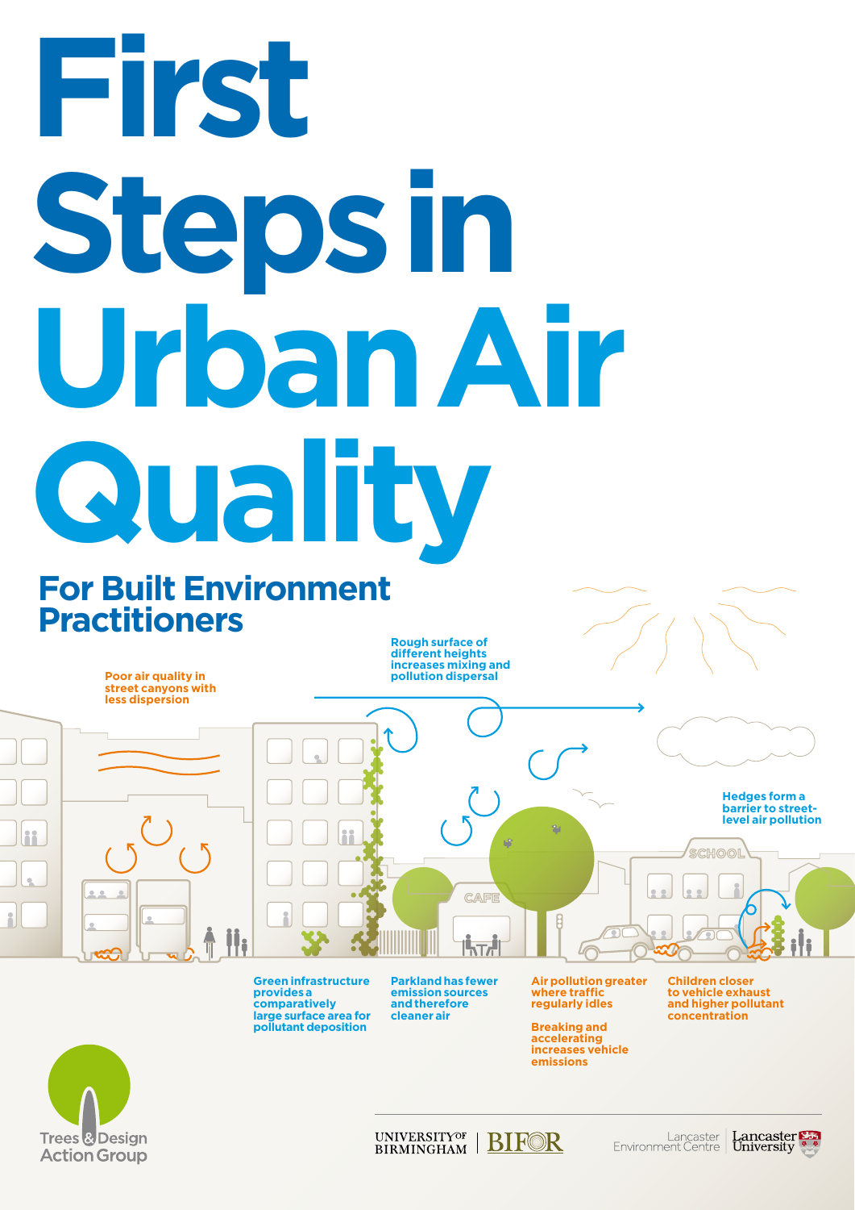# First Steps in Urban Air Quality

## For Built Environment Practitioners

Poor air quality in street canyons with less dispersion

Rough surface of different heights increases mixing and pollution dispersal

Hedges form a barrier to street-level air pollution

Green infrastructure provides a comparatively large surface area for pollutant deposition

Parkland has fewer emission sources and therefore cleaner air

Air pollution greater where traffic regularly idles

Breaking and accelerating increases vehicle emissions

Children closer to vehicle exhaust and higher pollutant concentration

Trees & Design Action Group

University of Birmingham | BIFOR

Lancaster Environment Centre | Lancaster University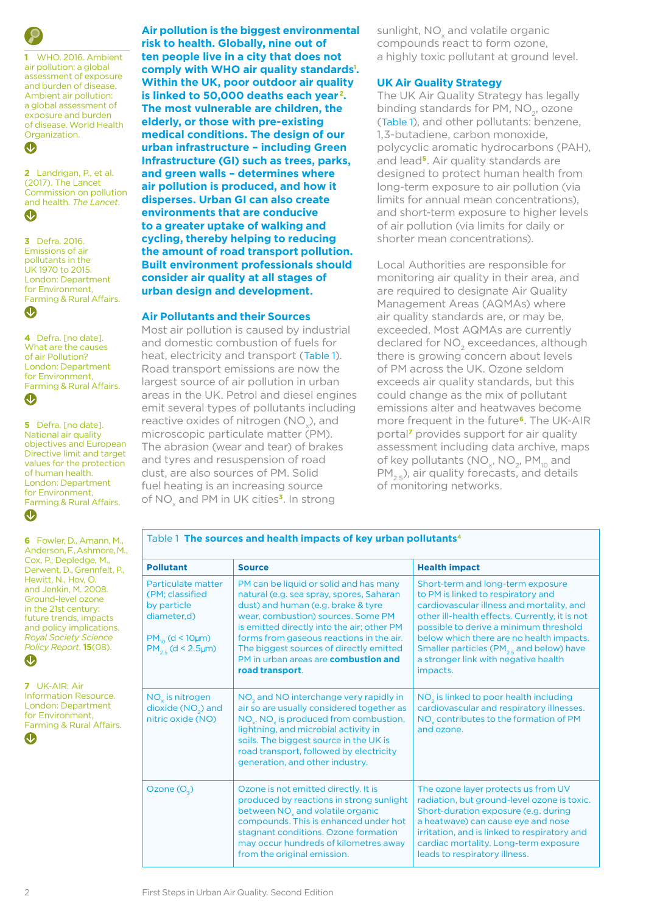**Air pollution is the biggest environmental risk to health. Globally, nine out of ten people live in a city that does not comply with WHO air quality standards[1]. Within the UK, poor outdoor air quality is linked to 50,000 deaths each year[2]. The most vulnerable are children, the elderly, or those with pre-existing medical conditions. The design of our urban infrastructure – including Green Infrastructure (GI) such as trees, parks, and green walls – determines where air pollution is produced, and how it disperses. Urban GI can also create environments that are conducive to a greater uptake of walking and cycling, thereby helping to reducing the amount of road transport pollution. Built environment professionals should consider air quality at all stages of urban design and development.**

## Air Pollutants and their Sources

Most air pollution is caused by industrial and domestic combustion of fuels for heat, electricity and transport (Table 1). Road transport emissions are now the largest source of air pollution in urban areas in the UK. Petrol and diesel engines emit several types of pollutants including reactive oxides of nitrogen ($NO_x$), and microscopic particulate matter (PM). The abrasion (wear and tear) of brakes and tyres and resuspension of road dust, are also sources of PM. Solid fuel heating is an increasing source of $NO_x$ and PM in UK cities[3]. In strong sunlight, $NO_x$ and volatile organic compounds react to form ozone, a highly toxic pollutant at ground level.

## UK Air Quality Strategy

The UK Air Quality Strategy has legally binding standards for PM, $NO_2$, ozone (Table 1), and other pollutants: benzene, 1,3-butadiene, carbon monoxide, polycyclic aromatic hydrocarbons (PAH), and lead[5]. Air quality standards are designed to protect human health from long-term exposure to air pollution (via limits for annual mean concentrations), and short-term exposure to higher levels of air pollution (via limits for daily or shorter mean concentrations).

Local Authorities are responsible for monitoring air quality in their area, and are required to designate Air Quality Management Areas (AQMAs) where air quality standards are, or may be, exceeded. Most AQMAs are currently declared for $NO_2$ exceedances, although there is growing concern about levels of PM across the UK. Ozone seldom exceeds air quality standards, but this could change as the mix of pollutant emissions alter and heatwaves become more frequent in the future[6]. The UK-AIR portal[7] provides support for air quality assessment including data archive, maps of key pollutants ($NO_x$, $NO_2$, $PM_{10}$ and $PM_{2.5}$), air quality forecasts, and details of monitoring networks.

Table 1 **The sources and health impacts of key urban pollutants**[4]

| Pollutant | Source | Health impact |
|---|---|---|
| Particulate matter (PM; classified by particle diameter,d)<br><br>$PM_{10}$ (d < 10µm)<br>$PM_{2.5}$ (d < 2.5µm) | PM can be liquid or solid and has many natural (e.g. sea spray, spores, Saharan dust) and human (e.g. brake & tyre wear, combustion) sources. Some PM is emitted directly into the air; other PM forms from gaseous reactions in the air. The biggest sources of directly emitted PM in urban areas are **combustion and road transport**. | Short-term and long-term exposure to PM is linked to respiratory and cardiovascular illness and mortality, and other ill-health effects. Currently, it is not possible to derive a minimum threshold below which there are no health impacts. Smaller particles ($PM_{2.5}$ and below) have a stronger link with negative health impacts. |
| $NO_x$ is nitrogen dioxide ($NO_2$) and nitric oxide (NO) | $NO_2$ and NO interchange very rapidly in air so are usually considered together as $NO_x$. $NO_x$ is produced from combustion, lightning, and microbial activity in soils. The biggest source in the UK is road transport, followed by electricity generation, and other industry. | $NO_2$ is linked to poor health including cardiovascular and respiratory illnesses. $NO_x$ contributes to the formation of PM and ozone. |
| Ozone ($O_3$) | Ozone is not emitted directly. It is produced by reactions in strong sunlight between $NO_x$ and volatile organic compounds. This is enhanced under hot stagnant conditions. Ozone formation may occur hundreds of kilometres away from the original emission. | The ozone layer protects us from UV radiation, but ground-level ozone is toxic. Short-duration exposure (e.g. during a heatwave) can cause eye and nose irritation, and is linked to respiratory and cardiac mortality. Long-term exposure leads to respiratory illness. |

1 WHO. 2016. Ambient air pollution: a global assessment of exposure and burden of disease. Ambient air pollution: a global assessment of exposure and burden of disease. World Health Organization.

2 Landrigan, P., et al. (2017). The Lancet Commission on pollution and health. *The Lancet*.

3 Defra. 2016. Emissions of air pollutants in the UK 1970 to 2015. London: Department for Environment, Farming & Rural Affairs.

4 Defra. [no date]. What are the causes of air Pollution? London: Department for Environment, Farming & Rural Affairs.

5 Defra. [no date]. National air quality objectives and European Directive limit and target values for the protection of human health. London: Department for Environment, Farming & Rural Affairs.

6 Fowler, D., Amann, M., Anderson, F., Ashmore, M., Cox, P., Depledge, M., Derwent, D., Grennfelt, P., Hewitt, N., Hov, O. and Jenkin, M. 2008. Ground-level ozone in the 21st century: future trends, impacts and policy implications. *Royal Society Science Policy Report*. **15**(08).

7 UK-AIR: Air Information Resource. London: Department for Environment, Farming & Rural Affairs.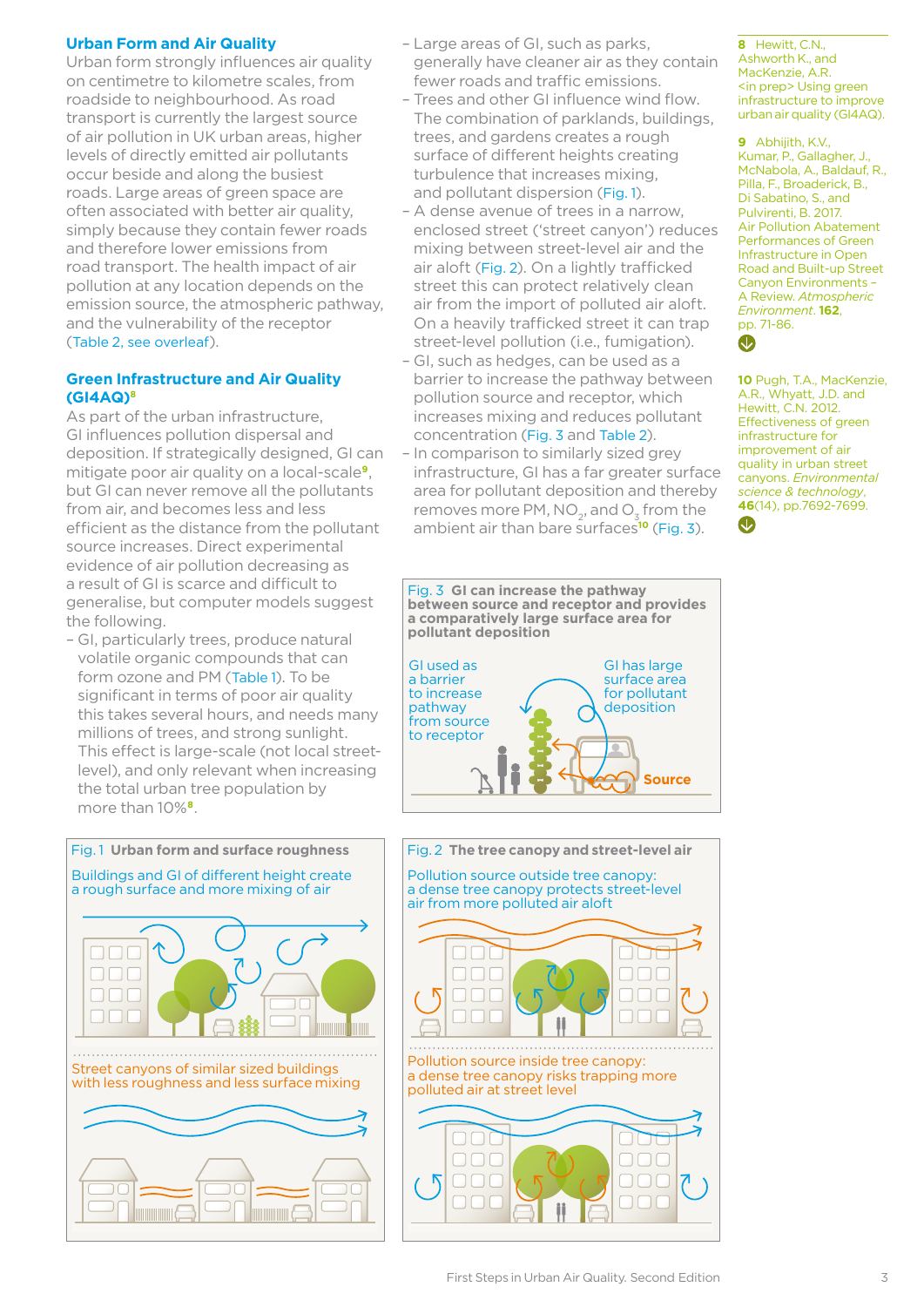## Urban Form and Air Quality

Urban form strongly influences air quality on centimetre to kilometre scales, from roadside to neighbourhood. As road transport is currently the largest source of air pollution in UK urban areas, higher levels of directly emitted air pollutants occur beside and along the busiest roads. Large areas of green space are often associated with better air quality, simply because they contain fewer roads and therefore lower emissions from road transport. The health impact of air pollution at any location depends on the emission source, the atmospheric pathway, and the vulnerability of the receptor (Table 2, see overleaf).

## Green Infrastructure and Air Quality (GI4AQ)[8]

As part of the urban infrastructure, GI influences pollution dispersal and deposition. If strategically designed, GI can mitigate poor air quality on a local-scale[9], but GI can never remove all the pollutants from air, and becomes less and less efficient as the distance from the pollutant source increases. Direct experimental evidence of air pollution decreasing as a result of GI is scarce and difficult to generalise, but computer models suggest the following.

- GI, particularly trees, produce natural volatile organic compounds that can form ozone and PM (Table 1). To be significant in terms of poor air quality this takes several hours, and needs many millions of trees, and strong sunlight. This effect is large-scale (not local street-level), and only relevant when increasing the total urban tree population by more than 10%[8].
- Large areas of GI, such as parks, generally have cleaner air as they contain fewer roads and traffic emissions.
- Trees and other GI influence wind flow. The combination of parklands, buildings, trees, and gardens creates a rough surface of different heights creating turbulence that increases mixing, and pollutant dispersion (Fig. 1).
- A dense avenue of trees in a narrow, enclosed street ('street canyon') reduces mixing between street-level air and the air aloft (Fig. 2). On a lightly trafficked street this can protect relatively clean air from the import of polluted air aloft. On a heavily trafficked street it can trap street-level pollution (i.e., fumigation).
- GI, such as hedges, can be used as a barrier to increase the pathway between pollution source and receptor, which increases mixing and reduces pollutant concentration (Fig. 3 and Table 2).
- In comparison to similarly sized grey infrastructure, GI has a far greater surface area for pollutant deposition and thereby removes more PM, $NO_2$, and $O_3$ from the ambient air than bare surfaces[10] (Fig. 3).

**Fig. 3 GI can increase the pathway between source and receptor and provides a comparatively large surface area for pollutant deposition**

GI used as a barrier to increase pathway from source to receptor

GI has large surface area for pollutant deposition

Source

**Fig. 1 Urban form and surface roughness**

Buildings and GI of different height create a rough surface and more mixing of air

Street canyons of similar sized buildings with less roughness and less surface mixing

**Fig. 2 The tree canopy and street-level air**

Pollution source outside tree canopy: a dense tree canopy protects street-level air from more polluted air aloft

Pollution source inside tree canopy: a dense tree canopy risks trapping more polluted air at street level

---

8 Hewitt, C.N., Ashworth K., and MacKenzie, A.R. <in prep> Using green infrastructure to improve urban air quality (GI4AQ).

9 Abhijith, K.V., Kumar, P., Gallagher, J., McNabola, A., Baldauf, R., Pilla, F., Broaderick, B., Di Sabatino, S., and Pulvirenti, B. 2017. Air Pollution Abatement Performances of Green Infrastructure in Open Road and Built-up Street Canyon Environments – A Review. *Atmospheric Environment*. **162**, pp. 71-86.

10 Pugh, T.A., MacKenzie, A.R., Whyatt, J.D. and Hewitt, C.N. 2012. Effectiveness of green infrastructure for improvement of air quality in urban street canyons. *Environmental science & technology*, **46**(14), pp.7692-7699.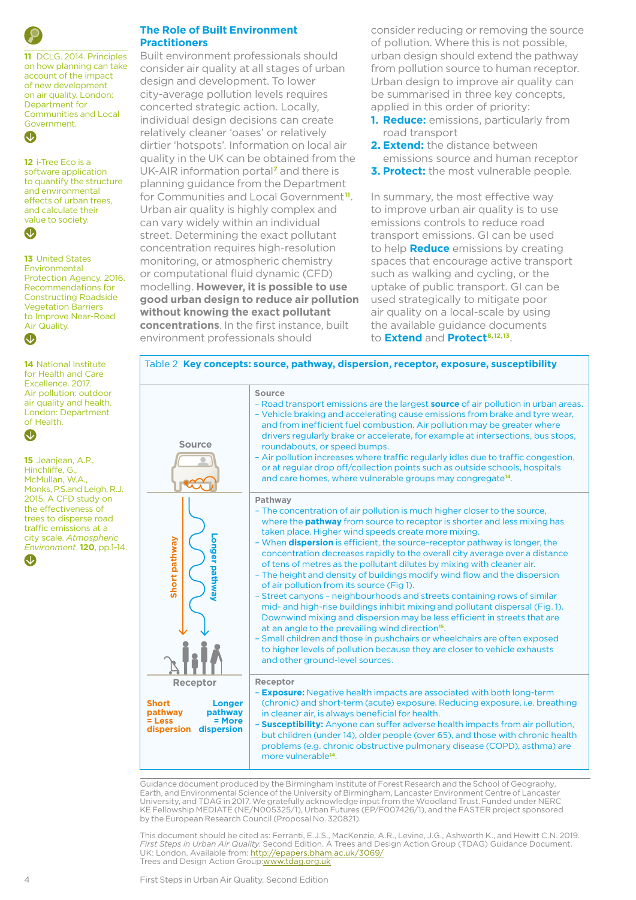## The Role of Built Environment Practitioners

Built environment professionals should consider air quality at all stages of urban design and development. To lower city-average pollution levels requires concerted strategic action. Locally, individual design decisions can create relatively cleaner 'oases' or relatively dirtier 'hotspots'. Information on local air quality in the UK can be obtained from the UK-AIR information portal[7] and there is planning guidance from the Department for Communities and Local Government[11]. Urban air quality is highly complex and can vary widely within an individual street. Determining the exact pollutant concentration requires high-resolution monitoring, or atmospheric chemistry or computational fluid dynamic (CFD) modelling. **However, it is possible to use good urban design to reduce air pollution without knowing the exact pollutant concentrations**. In the first instance, built environment professionals should consider reducing or removing the source of pollution. Where this is not possible, urban design should extend the pathway from pollution source to human receptor. Urban design to improve air quality can be summarised in three key concepts, applied in this order of priority:

1. **Reduce:** emissions, particularly from road transport
2. **Extend:** the distance between emissions source and human receptor
3. **Protect:** the most vulnerable people.

In summary, the most effective way to improve urban air quality is to use emissions controls to reduce road transport emissions. GI can be used to help **Reduce** emissions by creating spaces that encourage active transport such as walking and cycling, or the uptake of public transport. GI can be used strategically to mitigate poor air quality on a local-scale by using the available guidance documents to **Extend** and **Protect**[8,12,13].

Table 2 **Key concepts: source, pathway, dispersion, receptor, exposure, susceptibility**

| | |
|---|---|
| Source | **Source**<br>– Road transport emissions are the largest **source** of air pollution in urban areas.<br>– Vehicle braking and accelerating cause emissions from brake and tyre wear, and from inefficient fuel combustion. Air pollution may be greater where drivers regularly brake or accelerate, for example at intersections, bus stops, roundabouts, or speed bumps.<br>– Air pollution increases where traffic regularly idles due to traffic congestion, or at regular drop off/collection points such as outside schools, hospitals and care homes, where vulnerable groups may congregate[14]. |
| Short pathway / Longer pathway | **Pathway**<br>– The concentration of air pollution is much higher closer to the source, where the **pathway** from source to receptor is shorter and less mixing has taken place. Higher wind speeds create more mixing.<br>– When **dispersion** is efficient, the source-receptor pathway is longer, the concentration decreases rapidly to the overall city average over a distance of tens of metres as the pollutant dilutes by mixing with cleaner air.<br>– The height and density of buildings modify wind flow and the dispersion of air pollution from its source (Fig 1).<br>– Street canyons – neighbourhoods and streets containing rows of similar mid- and high-rise buildings inhibit mixing and pollutant dispersal (Fig. 1). Downwind mixing and dispersion may be less efficient in streets that are at an angle to the prevailing wind direction[15].<br>– Small children and those in pushchairs or wheelchairs are often exposed to higher levels of pollution because they are closer to vehicle exhausts and other ground-level sources. |
| Receptor<br>Short pathway = Less dispersion<br>Longer pathway = More dispersion | **Receptor**<br>– **Exposure:** Negative health impacts are associated with both long-term (chronic) and short-term (acute) exposure. Reducing exposure, i.e. breathing in cleaner air, is always beneficial for health.<br>– **Susceptibility:** Anyone can suffer adverse health impacts from air pollution, but children (under 14), older people (over 65), and those with chronic health problems (e.g. chronic obstructive pulmonary disease (COPD), asthma) are more vulnerable[14]. |

11 DCLG. 2014. Principles on how planning can take account of the impact of new development on air quality. London: Department for Communities and Local Government.

12 i-Tree Eco is a software application to quantify the structure and environmental effects of urban trees, and calculate their value to society.

13 United States Environmental Protection Agency. 2016. Recommendations for Constructing Roadside Vegetation Barriers to Improve Near-Road Air Quality.

14 National Institute for Health and Care Excellence. 2017. Air pollution: outdoor air quality and health. London: Department of Health.

15 Jeanjean, A.P., Hinchliffe, G., McMullan, W.A., Monks, P.S.and Leigh, R.J. 2015. A CFD study on the effectiveness of trees to disperse road traffic emissions at a city scale. *Atmospheric Environment*. **120**, pp.1-14.

Guidance document produced by the Birmingham Institute of Forest Research and the School of Geography, Earth, and Environmental Science of the University of Birmingham, Lancaster Environment Centre of Lancaster University, and TDAG in 2017. We gratefully acknowledge input from the Woodland Trust. Funded under NERC KE Fellowship MEDIATE (NE/N005325/1), Urban Futures (EP/F007426/1), and the FASTER project sponsored by the European Research Council (Proposal No. 320821).

This document should be cited as: Ferranti, E.J.S., MacKenzie, A.R., Levine, J.G., Ashworth K., and Hewitt C.N. 2019. *First Steps in Urban Air Quality*. Second Edition. A Trees and Design Action Group (TDAG) Guidance Document. UK: London. Available from: http://epapers.bham.ac.uk/3069/
Trees and Design Action Group:www.tdag.org.uk